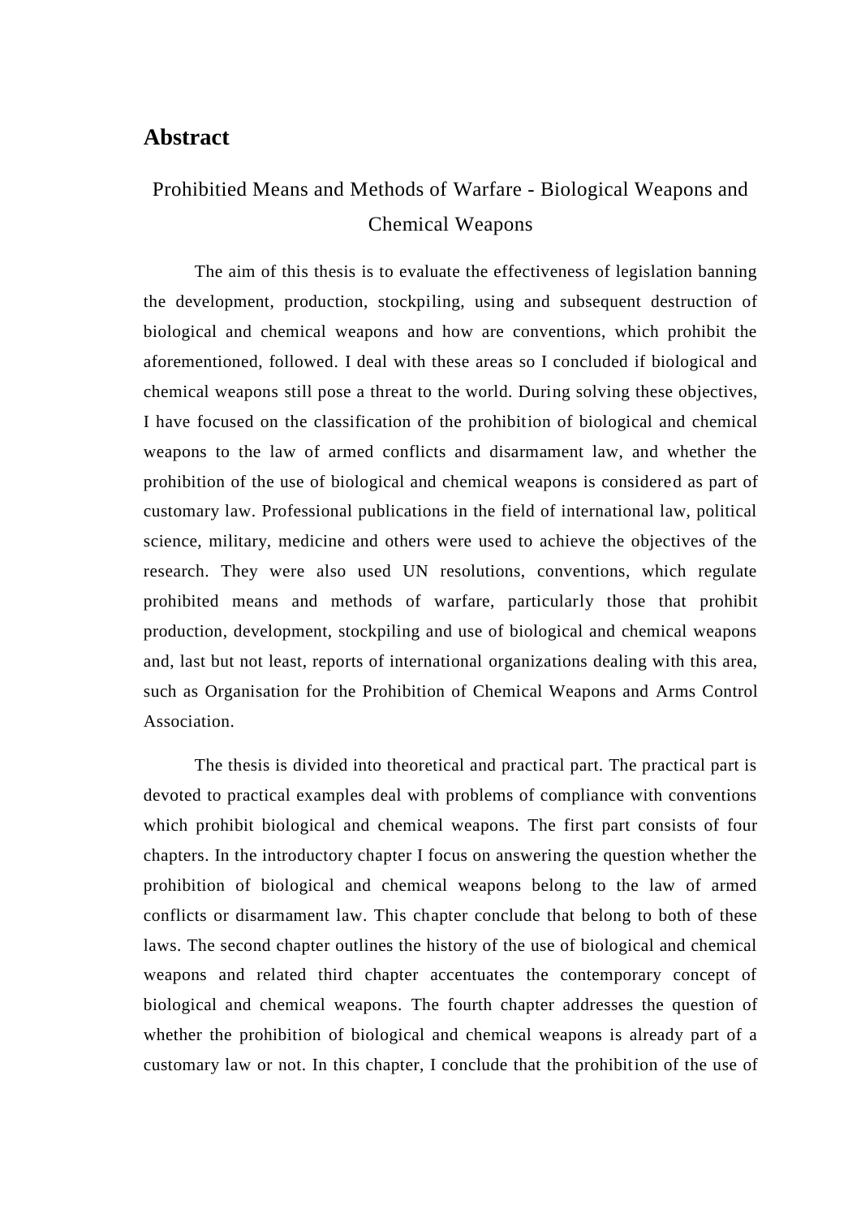# Abstract

Prohibitied Means and Methods of Warfare - Biological Weapons and Chemical Weapons

The aim of this thesis is to evaluate the effectiveness of legislation banning the development, production, stockpiling, using and subsequent destruction of biological and chemical weapons and how are conventions, which prohibit the aforementioned, followed. I deal with these areas so I concluded if biological and chemical weapons still pose a threat to the world. During solving these objectives, I have focused on the classification of the prohibition of biological and chemical weapons to the law of armed conflicts and disarmament law, and whether the prohibition of the use of biological and chemical weapons is considered as part of customary law. Professional publications in the field of international law, political science, military, medicine and others were used to achieve the objectives of the research. They were also used UN resolutions, conventions, which regulate prohibited means and methods of warfare, particularly those that prohibit production, development, stockpiling and use of biological and chemical weapons and, last but not least, reports of international organizations dealing with this area, such as Organisation for the Prohibition of Chemical Weapons and Arms Control Association.

The thesis is divided into theoretical and practical part. The practical part is devoted to practical examples deal with problems of compliance with conventions which prohibit biological and chemical weapons. The first part consists of four chapters. In the introductory chapter I focus on answering the question whether the prohibition of biological and chemical weapons belong to the law of armed conflicts or disarmament law. This chapter conclude that belong to both of these laws. The second chapter outlines the history of the use of biological and chemical weapons and related third chapter accentuates the contemporary concept of biological and chemical weapons. The fourth chapter addresses the question of whether the prohibition of biological and chemical weapons is already part of a customary law or not. In this chapter, I conclude that the prohibition of the use of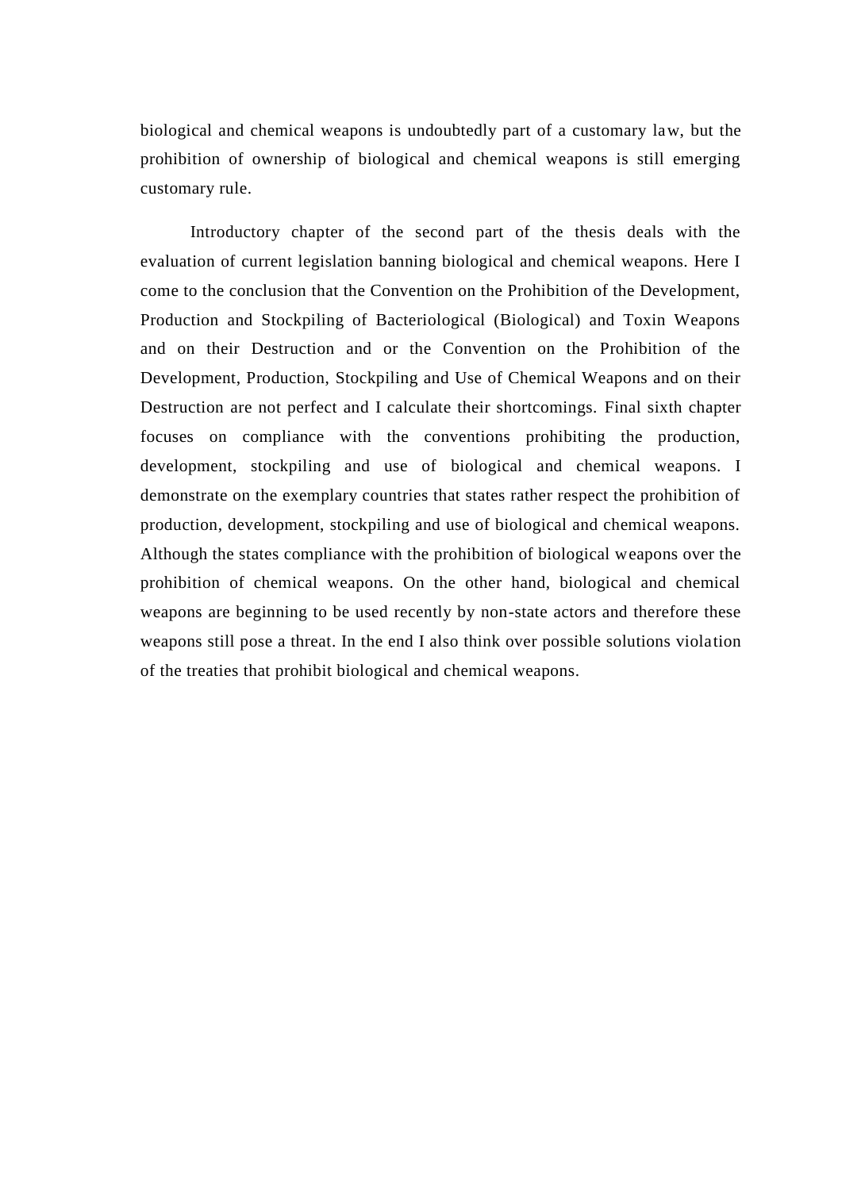biological and chemical weapons is undoubtedly part of a customary law, but the prohibition of ownership of biological and chemical weapons is still emerging customary rule.

Introductory chapter of the second part of the thesis deals with the evaluation of current legislation banning biological and chemical weapons. Here I come to the conclusion that the Convention on the Prohibition of the Development, Production and Stockpiling of Bacteriological (Biological) and Toxin Weapons and on their Destruction and or the Convention on the Prohibition of the Development, Production, Stockpiling and Use of Chemical Weapons and on their Destruction are not perfect and I calculate their shortcomings. Final sixth chapter focuses on compliance with the conventions prohibiting the production, development, stockpiling and use of biological and chemical weapons. I demonstrate on the exemplary countries that states rather respect the prohibition of production, development, stockpiling and use of biological and chemical weapons. Although the states compliance with the prohibition of biological weapons over the prohibition of chemical weapons. On the other hand, biological and chemical weapons are beginning to be used recently by non-state actors and therefore these weapons still pose a threat. In the end I also think over possible solutions violation of the treaties that prohibit biological and chemical weapons.